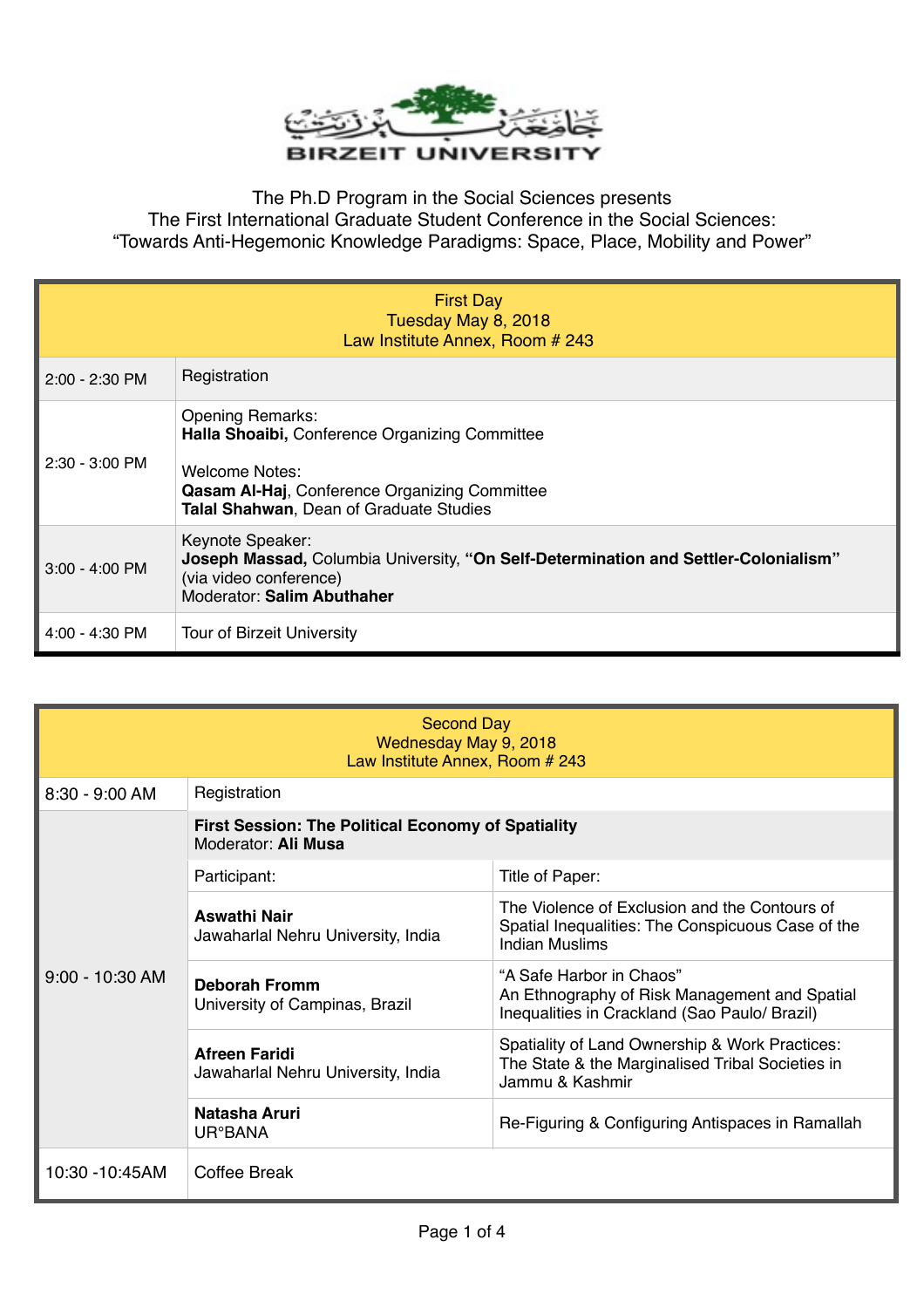جامعة بيرزيت

BIRZEIT UNIVERSITY

The Ph.D Program in the Social Sciences presents
The First International Graduate Student Conference in the Social Sciences:
"Towards Anti-Hegemonic Knowledge Paradigms: Space, Place, Mobility and Power"

| First Day<br>Tuesday May 8, 2018<br>Law Institute Annex, Room # 243 | |
|---|---|
| 2:00 - 2:30 PM | Registration |
| 2:30 - 3:00 PM | Opening Remarks:<br>**Halla Shoaibi,** Conference Organizing Committee<br><br>Welcome Notes:<br>**Qasam Al-Haj**, Conference Organizing Committee<br>**Talal Shahwan**, Dean of Graduate Studies |
| 3:00 - 4:00 PM | Keynote Speaker:<br>**Joseph Massad,** Columbia University, **"On Self-Determination and Settler-Colonialism"** (via video conference)<br>Moderator: **Salim Abuthaher** |
| 4:00 - 4:30 PM | Tour of Birzeit University |

| Second Day<br>Wednesday May 9, 2018<br>Law Institute Annex, Room # 243 | | |
|---|---|---|
| 8:30 - 9:00 AM | Registration | |
| 9:00 - 10:30 AM | **First Session: The Political Economy of Spatiality**<br>Moderator: **Ali Musa** | |
| | Participant: | Title of Paper: |
| | **Aswathi Nair**<br>Jawaharlal Nehru University, India | The Violence of Exclusion and the Contours of Spatial Inequalities: The Conspicuous Case of the Indian Muslims |
| | **Deborah Fromm**<br>University of Campinas, Brazil | "A Safe Harbor in Chaos"<br>An Ethnography of Risk Management and Spatial Inequalities in Crackland (Sao Paulo/ Brazil) |
| | **Afreen Faridi**<br>Jawaharlal Nehru University, India | Spatiality of Land Ownership & Work Practices: The State & the Marginalised Tribal Societies in Jammu & Kashmir |
| | **Natasha Aruri**<br>UR°BANA | Re-Figuring & Configuring Antispaces in Ramallah |
| 10:30 -10:45AM | Coffee Break | |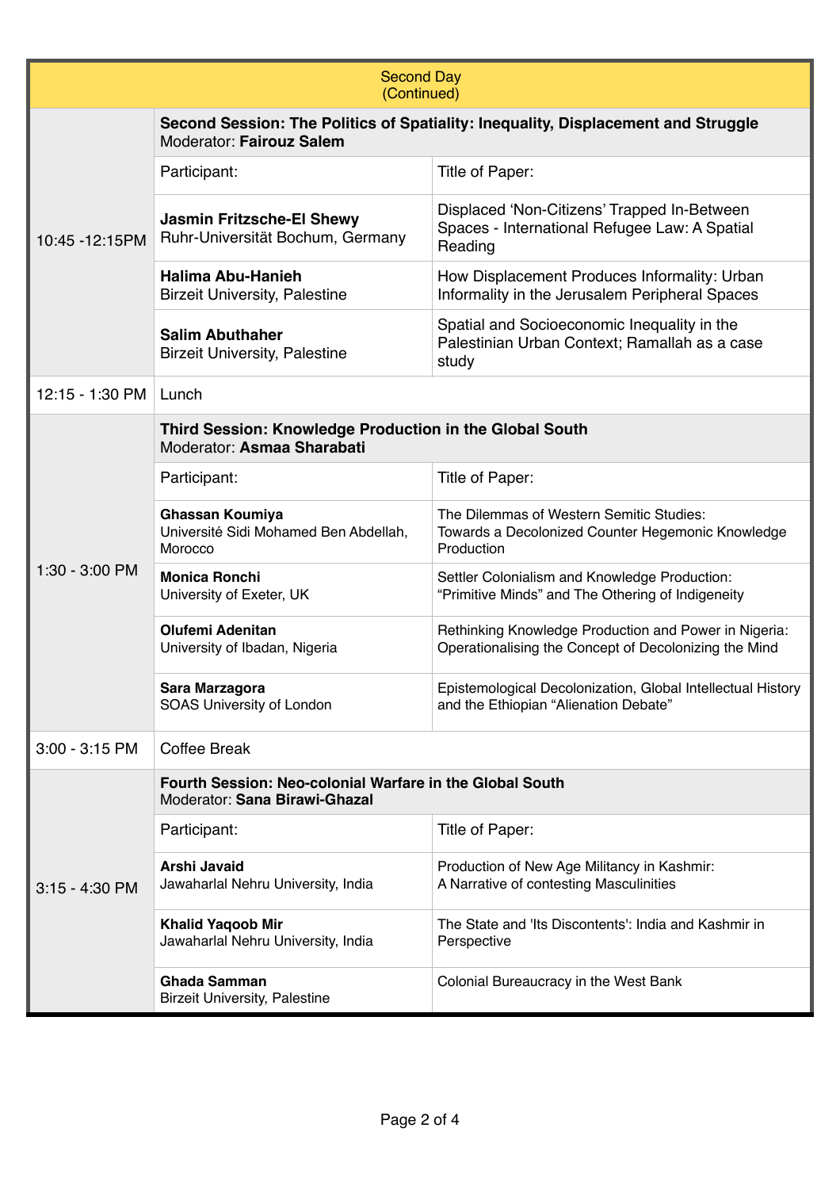| Second Day (Continued) | | |
|---|---|---|
| 10:45 -12:15PM | **Second Session: The Politics of Spatiality: Inequality, Displacement and Struggle** Moderator: **Fairouz Salem** | |
| | Participant: | Title of Paper: |
| | **Jasmin Fritzsche-El Shewy** Ruhr-Universität Bochum, Germany | Displaced 'Non-Citizens' Trapped In-Between Spaces - International Refugee Law: A Spatial Reading |
| | **Halima Abu-Hanieh** Birzeit University, Palestine | How Displacement Produces Informality: Urban Informality in the Jerusalem Peripheral Spaces |
| | **Salim Abuthaher** Birzeit University, Palestine | Spatial and Socioeconomic Inequality in the Palestinian Urban Context; Ramallah as a case study |
| 12:15 - 1:30 PM | Lunch | |
| 1:30 - 3:00 PM | **Third Session: Knowledge Production in the Global South** Moderator: **Asmaa Sharabati** | |
| | Participant: | Title of Paper: |
| | **Ghassan Koumiya** Université Sidi Mohamed Ben Abdellah, Morocco | The Dilemmas of Western Semitic Studies: Towards a Decolonized Counter Hegemonic Knowledge Production |
| | **Monica Ronchi** University of Exeter, UK | Settler Colonialism and Knowledge Production: "Primitive Minds" and The Othering of Indigeneity |
| | **Olufemi Adenitan** University of Ibadan, Nigeria | Rethinking Knowledge Production and Power in Nigeria: Operationalising the Concept of Decolonizing the Mind |
| | **Sara Marzagora** SOAS University of London | Epistemological Decolonization, Global Intellectual History and the Ethiopian "Alienation Debate" |
| 3:00 - 3:15 PM | Coffee Break | |
| 3:15 - 4:30 PM | **Fourth Session: Neo-colonial Warfare in the Global South** Moderator: **Sana Birawi-Ghazal** | |
| | Participant: | Title of Paper: |
| | **Arshi Javaid** Jawaharlal Nehru University, India | Production of New Age Militancy in Kashmir: A Narrative of contesting Masculinities |
| | **Khalid Yaqoob Mir** Jawaharlal Nehru University, India | The State and 'Its Discontents': India and Kashmir in Perspective |
| | **Ghada Samman** Birzeit University, Palestine | Colonial Bureaucracy in the West Bank |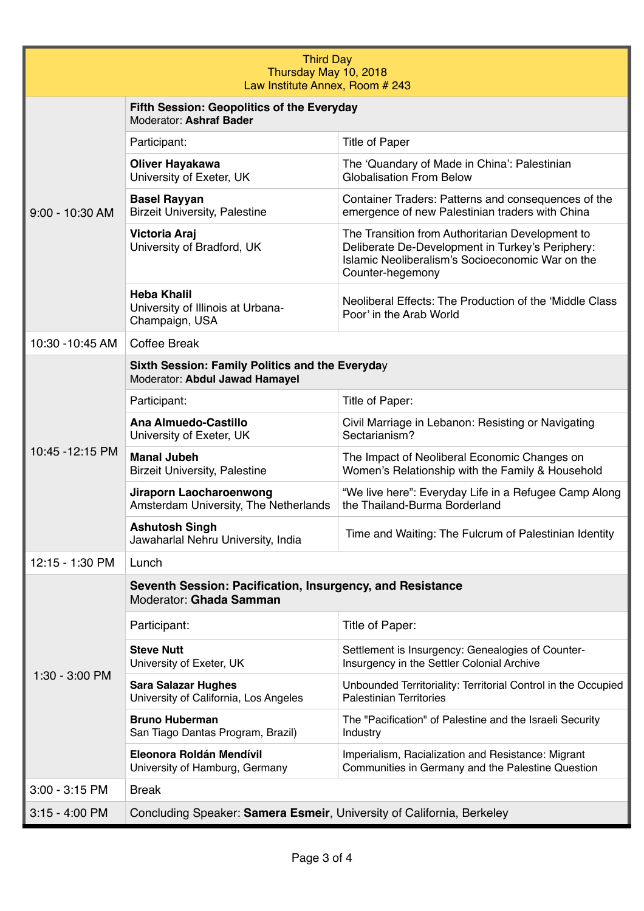Third Day
Thursday May 10, 2018
Law Institute Annex, Room # 243

| Time | Participant | Title of Paper |
|---|---|---|
| 9:00 - 10:30 AM | **Fifth Session: Geopolitics of the Everyday**<br>Moderator: **Ashraf Bader** | |
| | Participant: | Title of Paper |
| | **Oliver Hayakawa**<br>University of Exeter, UK | The ‘Quandary of Made in China’: Palestinian Globalisation From Below |
| | **Basel Rayyan**<br>Birzeit University, Palestine | Container Traders: Patterns and consequences of the emergence of new Palestinian traders with China |
| | **Victoria Araj**<br>University of Bradford, UK | The Transition from Authoritarian Development to Deliberate De-Development in Turkey’s Periphery: Islamic Neoliberalism’s Socioeconomic War on the Counter-hegemony |
| | **Heba Khalil**<br>University of Illinois at Urbana-Champaign, USA | Neoliberal Effects: The Production of the ‘Middle Class Poor’ in the Arab World |
| 10:30 -10:45 AM | Coffee Break | |
| 10:45 -12:15 PM | **Sixth Session: Family Politics and the Everyday**<br>Moderator: **Abdul Jawad Hamayel** | |
| | Participant: | Title of Paper: |
| | **Ana Almuedo-Castillo**<br>University of Exeter, UK | Civil Marriage in Lebanon: Resisting or Navigating Sectarianism? |
| | **Manal Jubeh**<br>Birzeit University, Palestine | The Impact of Neoliberal Economic Changes on Women’s Relationship with the Family & Household |
| | **Jiraporn Laocharoenwong**<br>Amsterdam University, The Netherlands | “We live here”: Everyday Life in a Refugee Camp Along the Thailand-Burma Borderland |
| | **Ashutosh Singh**<br>Jawaharlal Nehru University, India | Time and Waiting: The Fulcrum of Palestinian Identity |
| 12:15 - 1:30 PM | Lunch | |
| 1:30 - 3:00 PM | **Seventh Session: Pacification, Insurgency, and Resistance**<br>Moderator: **Ghada Samman** | |
| | Participant: | Title of Paper: |
| | **Steve Nutt**<br>University of Exeter, UK | Settlement is Insurgency: Genealogies of Counter-Insurgency in the Settler Colonial Archive |
| | **Sara Salazar Hughes**<br>University of California, Los Angeles | Unbounded Territoriality: Territorial Control in the Occupied Palestinian Territories |
| | **Bruno Huberman**<br>San Tiago Dantas Program, Brazil) | The "Pacification" of Palestine and the Israeli Security Industry |
| | **Eleonora Roldán Mendívil**<br>University of Hamburg, Germany | Imperialism, Racialization and Resistance: Migrant Communities in Germany and the Palestine Question |
| 3:00 - 3:15 PM | Break | |
| 3:15 - 4:00 PM | Concluding Speaker: **Samera Esmeir**, University of California, Berkeley | |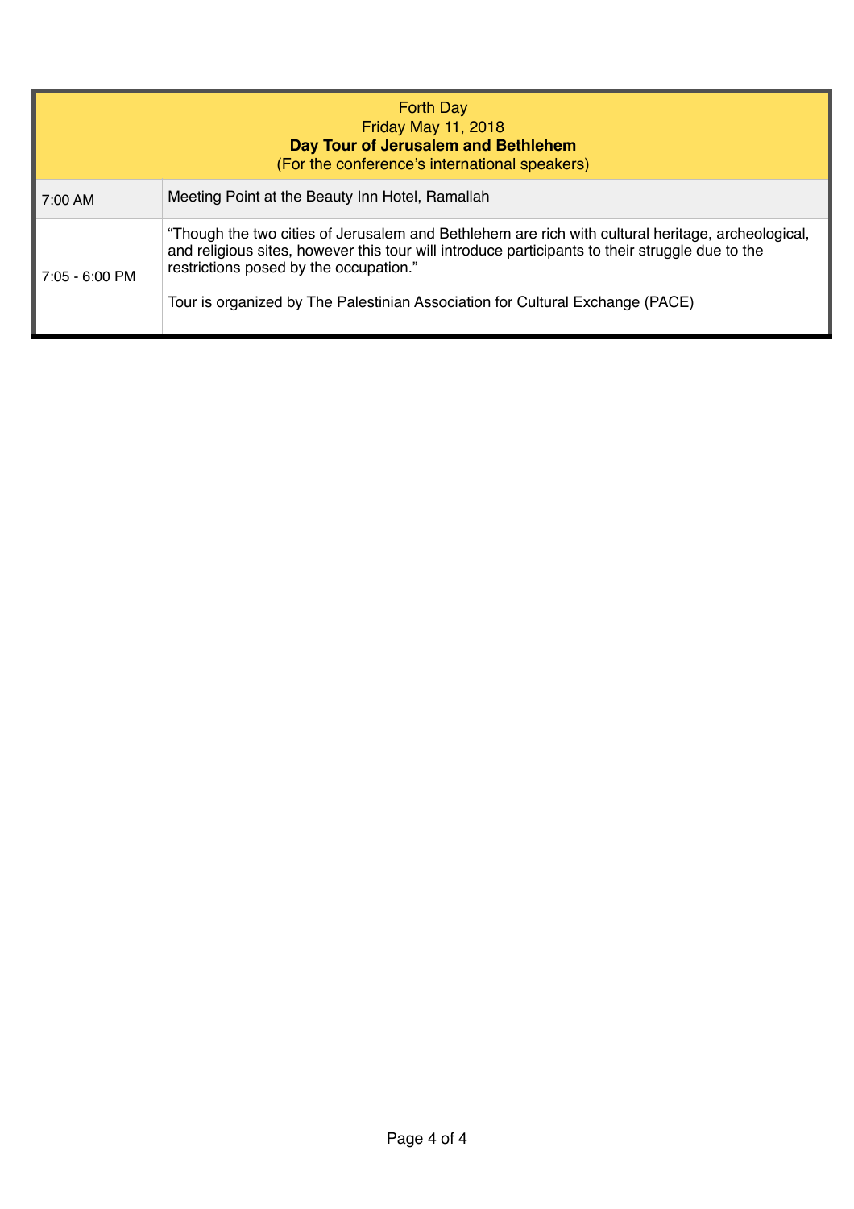| Forth Day<br>Friday May 11, 2018<br>**Day Tour of Jerusalem and Bethlehem**<br>(For the conference's international speakers) | |
| --- | --- |
| 7:00 AM | Meeting Point at the Beauty Inn Hotel, Ramallah |
| 7:05 - 6:00 PM | "Though the two cities of Jerusalem and Bethlehem are rich with cultural heritage, archeological, and religious sites, however this tour will introduce participants to their struggle due to the restrictions posed by the occupation."<br><br>Tour is organized by The Palestinian Association for Cultural Exchange (PACE) |